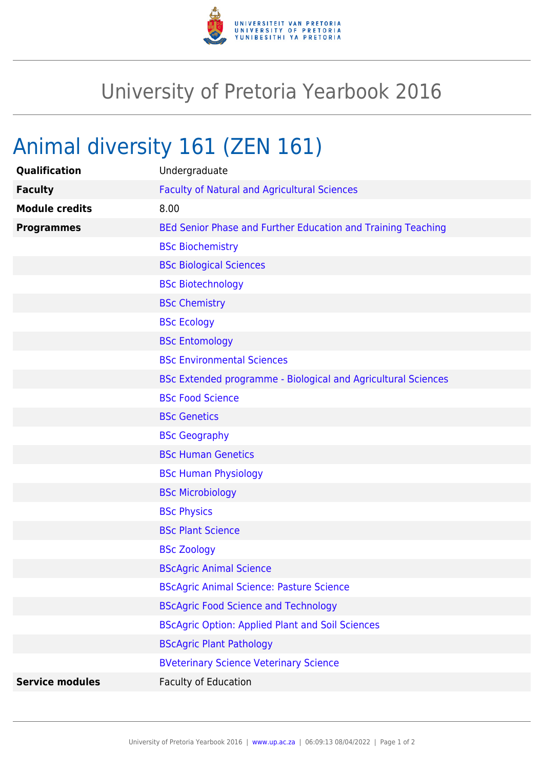# University of Pretoria Yearbook 2016

## Animal diversity 161 (ZEN 161)

| | |
|---|---|
| **Qualification** | Undergraduate |
| **Faculty** | Faculty of Natural and Agricultural Sciences |
| **Module credits** | 8.00 |
| **Programmes** | BEd Senior Phase and Further Education and Training Teaching |
| | BSc Biochemistry |
| | BSc Biological Sciences |
| | BSc Biotechnology |
| | BSc Chemistry |
| | BSc Ecology |
| | BSc Entomology |
| | BSc Environmental Sciences |
| | BSc Extended programme - Biological and Agricultural Sciences |
| | BSc Food Science |
| | BSc Genetics |
| | BSc Geography |
| | BSc Human Genetics |
| | BSc Human Physiology |
| | BSc Microbiology |
| | BSc Physics |
| | BSc Plant Science |
| | BSc Zoology |
| | BScAgric Animal Science |
| | BScAgric Animal Science: Pasture Science |
| | BScAgric Food Science and Technology |
| | BScAgric Option: Applied Plant and Soil Sciences |
| | BScAgric Plant Pathology |
| | BVeterinary Science Veterinary Science |
| **Service modules** | Faculty of Education |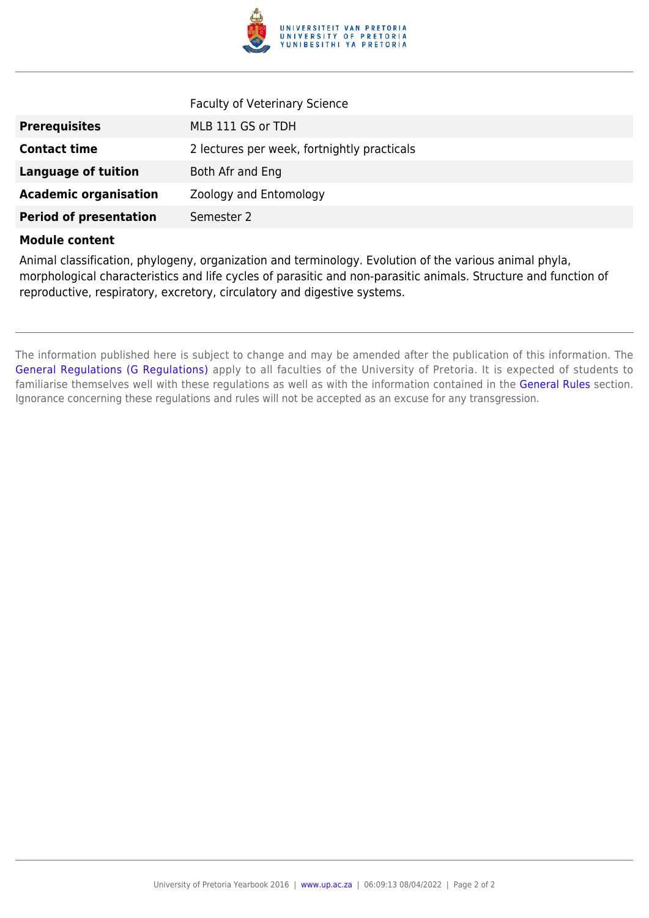| | |
|---|---|
| | Faculty of Veterinary Science |
| **Prerequisites** | MLB 111 GS or TDH |
| **Contact time** | 2 lectures per week, fortnightly practicals |
| **Language of tuition** | Both Afr and Eng |
| **Academic organisation** | Zoology and Entomology |
| **Period of presentation** | Semester 2 |

**Module content**

Animal classification, phylogeny, organization and terminology. Evolution of the various animal phyla, morphological characteristics and life cycles of parasitic and non-parasitic animals. Structure and function of reproductive, respiratory, excretory, circulatory and digestive systems.

The information published here is subject to change and may be amended after the publication of this information. The General Regulations (G Regulations) apply to all faculties of the University of Pretoria. It is expected of students to familiarise themselves well with these regulations as well as with the information contained in the General Rules section. Ignorance concerning these regulations and rules will not be accepted as an excuse for any transgression.